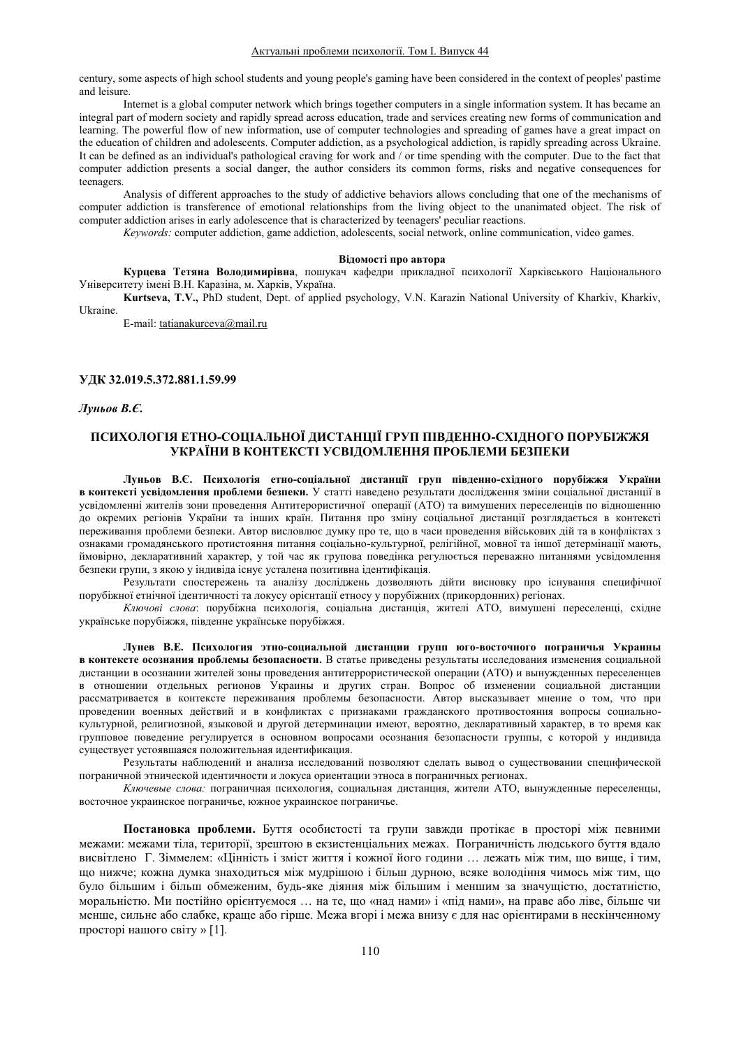century, some aspects of high school students and young people's gaming have been considered in the context of peoples' pastime and leisure.

Internet is a global computer network which brings together computers in a single information system. It has became an integral part of modern society and rapidly spread across education, trade and services creating new forms of communication and learning. The powerful flow of new information, use of computer technologies and spreading of games have a great impact on the education of children and adolescents. Computer addiction, as a psychological addiction, is rapidly spreading across Ukraine. It can be defined as an individual's pathological craving for work and / or time spending with the computer. Due to the fact that computer addiction presents a social danger, the author considers its common forms, risks and negative consequences for teenagers.

Analysis of different approaches to the study of addictive behaviors allows concluding that one of the mechanisms of computer addiction is transference of emotional relationships from the living object to the unanimated object. The risk of computer addiction arises in early adolescence that is characterized by teenagers' peculiar reactions.

*Keywords:* computer addiction, game addiction, adolescents, social network, online communication, video games.

**Відомості про автора**

**Курцева Тетяна Володимирівна**, пошукач кафедри прикладної психології Харківського Національного Університету імені В.Н. Каразіна, м. Харків, Україна.

**Kurtseva, T.V.,** PhD student, Dept. of applied psychology, V.N. Karazin National University of Kharkiv, Kharkiv, Ukraine.

E-mail: tatianakurceva@mail.ru

**УДК 32.019.5.372.881.1.59.99**

***Луньов В.Є.***

## ПСИХОЛОГІЯ ЕТНО-СОЦІАЛЬНОЇ ДИСТАНЦІЇ ГРУП ПІВДЕННО-СХІДНОГО ПОРУБІЖЖЯ УКРАЇНИ В КОНТЕКСТІ УСВІДОМЛЕННЯ ПРОБЛЕМИ БЕЗПЕКИ

**Луньов В.Є. Психологія етно-соціальної дистанції груп південно-східного порубіжжя України в контексті усвідомлення проблеми безпеки.** У статті наведено результати дослідження зміни соціальної дистанції в усвідомленні жителів зони проведення Антитерористичної операції (АТО) та вимушених переселенців по відношенню до окремих регіонів України та інших країн. Питання про зміну соціальної дистанції розглядається в контексті переживання проблеми безпеки. Автор висловлює думку про те, що в часи проведення військових дій та в конфліктах з ознаками громадянського протистояння питання соціально-культурної, релігійної, мовної та іншої детермінації мають, ймовірно, декларативний характер, у той час як групова поведінка регулюється переважно питаннями усвідомлення безпеки групи, з якою у індивіда існує усталена позитивна ідентифікація.

Результати спостережень та аналізу досліджень дозволяють дійти висновку про існування специфічної порубіжної етнічної ідентичності та локусу орієнтації етносу у порубіжних (прикордонних) регіонах.

*Ключові слова*: порубіжна психологія, соціальна дистанція, жителі АТО, вимушені переселенці, східне українське порубіжжя, південне українське порубіжжя.

**Лунев В.Е. Психология этно-социальной дистанции групп юго-восточного пограничья Украины в контексте осознания проблемы безопасности.** В статье приведены результаты исследования изменения социальной дистанции в осознании жителей зоны проведения антитеррористической операции (АТО) и вынужденных переселенцев в отношении отдельных регионов Украины и других стран. Вопрос об изменении социальной дистанции рассматривается в контексте переживания проблемы безопасности. Автор высказывает мнение о том, что при проведении военных действий и в конфликтах с признаками гражданского противостояния вопросы социально-культурной, религиозной, языковой и другой детерминации имеют, вероятно, декларативный характер, в то время как групповое поведение регулируется в основном вопросами осознания безопасности группы, с которой у индивида существует устоявшаяся положительная идентификация.

Результаты наблюдений и анализа исследований позволяют сделать вывод о существовании специфической пограничной этнической идентичности и локуса ориентации этноса в пограничных регионах.

*Ключевые слова:* пограничная психология, социальная дистанция, жители АТО, вынужденные переселенцы, восточное украинское пограничье, южное украинское пограничье.

**Постановка проблеми.** Буття особистості та групи завжди протікає в просторі між певними межами: межами тіла, території, зрештою в екзистенціальних межах. Пограничність людського буття вдало висвітлено Г. Зіммелем: «Цінність і зміст життя і кожної його години … лежать між тим, що вище, і тим, що нижче; кожна думка знаходиться між мудрішою і більш дурною, всяке володіння чимось між тим, що було більшим і більш обмеженим, будь-яке діяння між більшим і меншим за значущістю, достатністю, моральністю. Ми постійно орієнтуємося … на те, що «над нами» і «під нами», на праве або ліве, більше чи менше, сильне або слабке, краще або гірше. Межа вгорі і межа внизу є для нас орієнтирами в нескінченному просторі нашого світу » [1].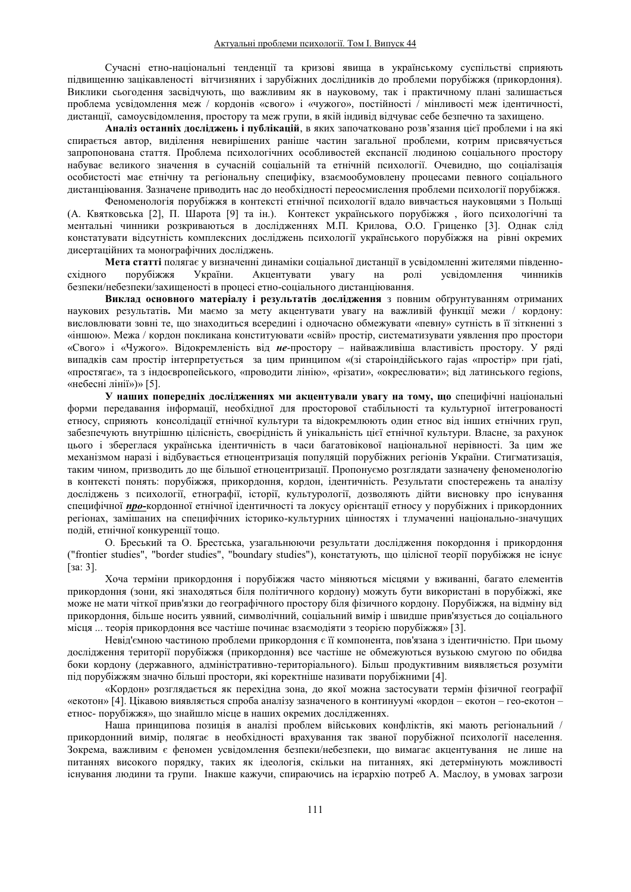Сучасні етно-національні тенденції та кризові явища в українському суспільстві сприяють підвищенню зацікавленості вітчизняних і зарубіжних дослідників до проблеми порубіжжя (прикордоння). Виклики сьогодення засвідчують, що важливим як в науковому, так і практичному плані залишається проблема усвідомлення меж / кордонів «свого» і «чужого», постійності / мінливості меж ідентичності, дистанції, самоусвідомлення, простору та меж групи, в якій індивід відчуває себе безпечно та захищено.

**Аналіз останніх досліджень і публікацій**, в яких започатковано розв'язання цієї проблеми і на які спирається автор, виділення невирішених раніше частин загальної проблеми, котрим присвячується запропонована стаття. Проблема психологічних особливостей експансії людиною соціального простору набуває великого значення в сучасній соціальній та етнічній психології. Очевидно, що соціалізація особистості має етнічну та регіональну специфіку, взаємообумовлену процесами певного соціального дистанціювання. Зазначене приводить нас до необхідності переосмислення проблеми психології порубіжжя.

Феноменологія порубіжжя в контексті етнічної психології вдало вивчається науковцями з Польщі (А. Квятковська [2], П. Шарота [9] та ін.). Контекст українського порубіжжя , його психологічні та ментальні чинники розкриваються в дослідженнях М.П. Крилова, О.О. Гриценко [3]. Однак слід констатувати відсутність комплексних досліджень психології українського порубіжжя на рівні окремих дисертаційних та монографічних досліджень.

**Мета статті** полягає у визначенні динаміки соціальної дистанції в усвідомленні жителями південно-східного порубіжжя України. Акцентувати увагу на ролі усвідомлення чинників безпеки/небезпеки/захищеності в процесі етно-соціального дистанціювання.

**Виклад основного матеріалу і результатів дослідження** з повним обґрунтуванням отриманих наукових результатів**.** Ми маємо за мету акцентувати увагу на важливій функції межи / кордону: висловлювати зовні те, що знаходиться всередині і одночасно обмежувати «певну» сутність в її зіткненні з «іншою». Межа / кордон покликана конституювати «свій» простір, систематизувати уявлення про простори «Свого» і «Чужого». Відокремленість від ***не***-простору – найважливіша властивість простору. У ряді випадків сам простір інтерпретується за цим принципом «(зі староіндійського rajas «простір» при rjati, «простягає», та з індоєвропейського, «проводити лінію», «різати», «окреслювати»; від латинського regions, «небесні лінії»)» [5].

**У наших попередніх дослідженнях ми акцентували увагу на тому, що** специфічні національні форми передавання інформації, необхідної для просторової стабільності та культурної інтегрованості етносу, сприяють консолідації етнічної культури та відокремлюють один етнос від інших етнічних груп, забезпечують внутрішню цілісність, своєрідність й унікальність цієї етнічної культури. Власне, за рахунок цього і збереглася українська ідентичність в часи багатовікової національної нерівності. За цим же механізмом наразі і відбувається етноцентризація популяцій порубіжних регіонів України. Стигматизація, таким чином, призводить до ще більшої етноцентризації. Пропонуємо розглядати зазначену феноменологію в контексті понять: порубіжжя, прикордоння, кордон, ідентичність. Результати спостережень та аналізу досліджень з психології, етнографії, історії, культурології, дозволяють дійти висновку про існування специфічної ***<u>про-</u>***кордонної етнічної ідентичності та локусу орієнтації етносу у порубіжних і прикордонних регіонах, замішаних на специфічних історико-культурних цінностях і тлумаченні національно-значущих подій, етнічної конкуренції тощо.

О. Бреський та О. Брестська, узагальнюючи результати дослідження покордоння і прикордоння ("frontier studies", "border studies", "boundary studies"), констатують, що цілісної теорії порубіжжя не існує [за: 3].

Хоча терміни прикордоння і порубіжжя часто міняються місцями у вживанні, багато елементів прикордоння (зони, які знаходяться біля політичного кордону) можуть бути використані в порубіжжі, яке може не мати чіткої прив'язки до географічного простору біля фізичного кордону. Порубіжжя, на відміну від прикордоння, більше носить уявний, символічний, соціальний вимір і швидше прив'язується до соціального місця ... теорія прикордоння все частіше починає взаємодіяти з теорією порубіжжя» [3].

Невід'ємною частиною проблеми прикордоння є її компонента, пов'язана з ідентичністю. При цьому дослідження території порубіжжя (прикордоння) все частіше не обмежуються вузькою смугою по обидва боки кордону (державного, адміністративно-територіального). Більш продуктивним виявляється розуміти під порубіжжям значно більші простори, які коректніше називати порубіжними [4].

«Кордон» розглядається як перехідна зона, до якої можна застосувати термін фізичної географії «екотон» [4]. Цікавою виявляється спроба аналізу зазначеного в континуумі «кордон – екотон – гео-екотон – етнос- порубіжжя», що знайшло місце в наших окремих дослідженнях.

Наша принципова позиція в аналізі проблем військових конфліктів, які мають регіональний / прикордонний вимір, полягає в необхідності врахування так званої порубіжної психології населення. Зокрема, важливим є феномен усвідомлення безпеки/небезпеки, що вимагає акцентування не лише на питаннях високого порядку, таких як ідеологія, скільки на питаннях, які детермінують можливості існування людини та групи. Інакше кажучи, спираючись на ієрархію потреб А. Маслоу, в умовах загрози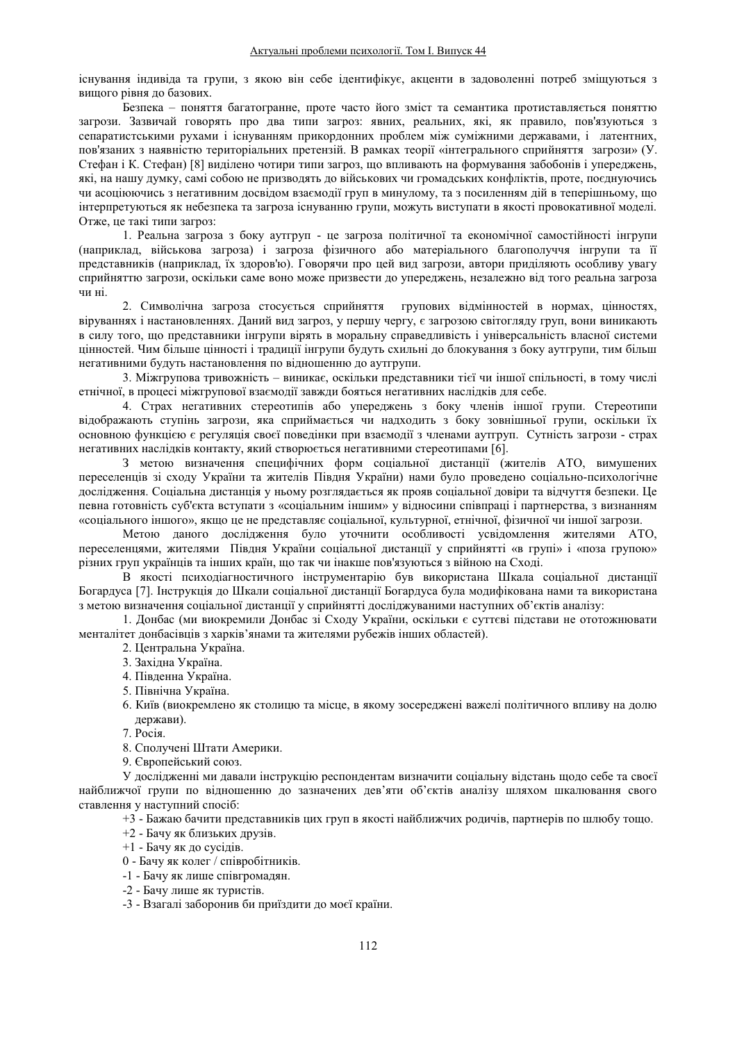існування індивіда та групи, з якою він себе ідентифікує, акценти в задоволенні потреб зміщуються з вищого рівня до базових.

Безпека – поняття багатогранне, проте часто його зміст та семантика протиставляється поняттю загрози. Зазвичай говорять про два типи загроз: явних, реальних, які, як правило, пов'язуються з сепаратистськими рухами і існуванням прикордонних проблем між суміжними державами, і латентних, пов'язаних з наявністю територіальних претензій. В рамках теорії «інтегрального сприйняття загрози» (У. Стефан і К. Стефан) [8] виділено чотири типи загроз, що впливають на формування забобонів і упереджень, які, на нашу думку, самі собою не призводять до військових чи громадських конфліктів, проте, поєднуючись чи асоціюючись з негативним досвідом взаємодії груп в минулому, та з посиленням дій в теперішньому, що інтерпретуються як небезпека та загроза існуванню групи, можуть виступати в якості провокативної моделі. Отже, це такі типи загроз:

1. Реальна загроза з боку аутгруп - це загроза політичної та економічної самостійності інгрупи (наприклад, військова загроза) і загроза фізичного або матеріального благополуччя інгрупи та її представників (наприклад, їх здоров'ю). Говорячи про цей вид загрози, автори приділяють особливу увагу сприйняттю загрози, оскільки саме воно може призвести до упереджень, незалежно від того реальна загроза чи ні.

2. Символічна загроза стосується сприйняття групових відмінностей в нормах, цінностях, віруваннях і настановленнях. Даний вид загроз, у першу чергу, є загрозою світогляду груп, вони виникають в силу того, що представники інгрупи вірять в моральну справедливість і універсальність власної системи цінностей. Чим більше цінності і традиції інгрупи будуть схильні до блокування з боку аутгрупи, тим більш негативними будуть настановлення по відношенню до аутгрупи.

3. Міжгрупова тривожність – виникає, оскільки представники тієї чи іншої спільності, в тому числі етнічної, в процесі міжгрупової взаємодії завжди бояться негативних наслідків для себе.

4. Страх негативних стереотипів або упереджень з боку членів іншої групи. Стереотипи відображають ступінь загрози, яка сприймається чи надходить з боку зовнішньої групи, оскільки їх основною функцією є регуляція своєї поведінки при взаємодії з членами аутгруп. Сутність загрози - страх негативних наслідків контакту, який створюється негативними стереотипами [6].

З метою визначення специфічних форм соціальної дистанції (жителів АТО, вимушених переселенців зі сходу України та жителів Півдня України) нами було проведено соціально-психологічне дослідження. Соціальна дистанція у ньому розглядається як прояв соціальної довіри та відчуття безпеки. Це певна готовність суб'єкта вступати з «соціальним іншим» у відносини співпраці і партнерства, з визнанням «соціального іншого», якщо це не представляє соціальної, культурної, етнічної, фізичної чи іншої загрози.

Метою даного дослідження було уточнити особливості усвідомлення жителями АТО, переселенцями, жителями Півдня України соціальної дистанції у сприйнятті «в групі» і «поза групою» різних груп українців та інших країн, що так чи інакше пов'язуються з війною на Сході.

В якості психодіагностичного інструментарію був використана Шкала соціальної дистанції Богардуса [7]. Інструкція до Шкали соціальної дистанції Богардуса була модифікована нами та використана з метою визначення соціальної дистанції у сприйнятті досліджуваними наступних об'єктів аналізу:

1. Донбас (ми виокремили Донбас зі Сходу України, оскільки є суттєві підстави не ототожнювати менталітет донбасівців з харків'янами та жителями рубежів інших областей).
2. Центральна Україна.
3. Західна Україна.
4. Південна Україна.
5. Північна Україна.
6. Київ (виокремлено як столицю та місце, в якому зосереджені важелі політичного впливу на долю держави).
7. Росія.
8. Сполучені Штати Америки.
9. Європейський союз.

У дослідженні ми давали інструкцію респондентам визначити соціальну відстань щодо себе та своєї найближчої групи по відношенню до зазначених дев'яти об'єктів аналізу шляхом шкалювання свого ставлення у наступний спосіб:

+3 - Бажаю бачити представників цих груп в якості найближчих родичів, партнерів по шлюбу тощо.

+2 - Бачу як близьких друзів.

+1 - Бачу як до сусідів.

0 - Бачу як колег / співробітників.

-1 - Бачу як лише співгромадян.

-2 - Бачу лише як туристів.

-3 - Взагалі заборонив би приїздити до моєї країни.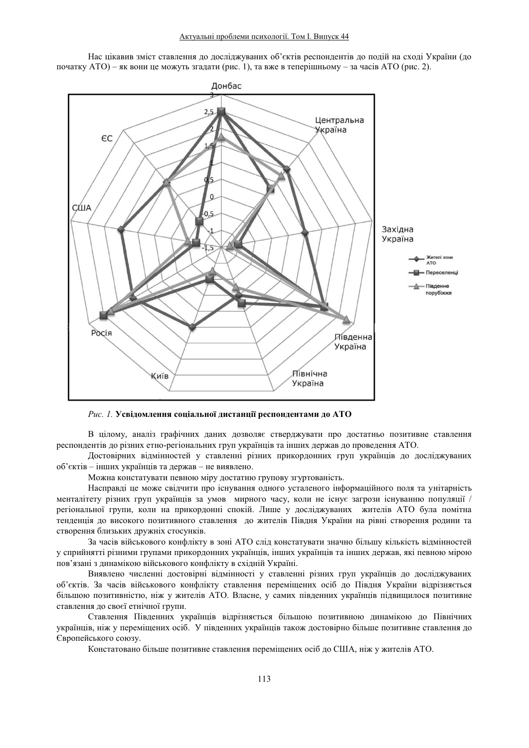Нас цікавив зміст ставлення до досліджуваних об'єктів респондентів до подій на сході України (до початку АТО) – як вони це можуть згадати (рис. 1), та вже в теперішньому – за часів АТО (рис. 2).

*Рис. 1.* **Усвідомлення соціальної дистанції респондентами до АТО**

В цілому, аналіз графічних даних дозволяє стверджувати про достатньо позитивне ставлення респондентів до різних етно-регіональних груп українців та інших держав до проведення АТО.

Достовірних відмінностей у ставленні різних прикордонних груп українців до досліджуваних об'єктів – інших українців та держав – не виявлено.

Можна констатувати певною міру достатню групову згуртованість.

Насправді це може свідчити про існування одного усталеного інформаційного поля та унітарність менталітету різних груп українців за умов мирного часу, коли не існує загрози існуванню популяції / регіональної групи, коли на прикордонні спокій. Лише у досліджуваних жителів АТО була помітна тенденція до високого позитивного ставлення до жителів Півдня України на рівні створення родини та створення близьких дружніх стосунків.

За часів військового конфлікту в зоні АТО слід констатувати значно більшу кількість відмінностей у сприйнятті різними групами прикордонних українців, інших українців та інших держав, які певною мірою пов'язані з динамікою військового конфлікту в східній Україні.

Виявлено численні достовірні відмінності у ставленні різних груп українців до досліджуваних об'єктів. За часів військового конфлікту ставлення переміщених осіб до Півдня України відрізняється більшою позитивністю, ніж у жителів АТО. Власне, у самих південних українців підвищилося позитивне ставлення до своєї етнічної групи.

Ставлення Південних українців відрізняється більшою позитивною динамікою до Північних українців, ніж у переміщених осіб. У південних українців також достовірно більше позитивне ставлення до Європейського союзу.

Констатовано більше позитивне ставлення переміщених осіб до США, ніж у жителів АТО.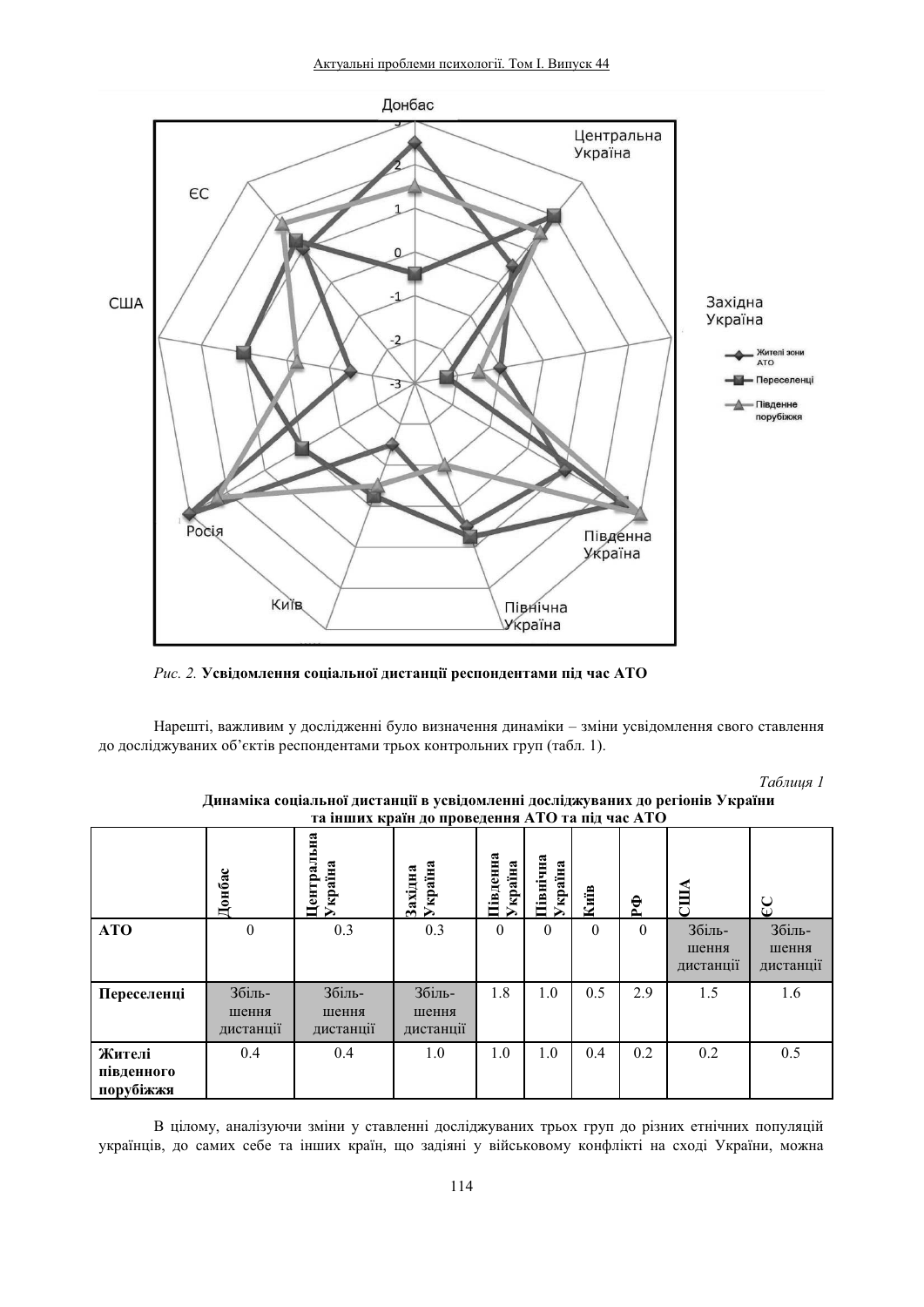*Рис. 2.* **Усвідомлення соціальної дистанції респондентами під час АТО**

Нарешті, важливим у дослідженні було визначення динаміки – зміни усвідомлення свого ставлення до досліджуваних об'єктів респондентами трьох контрольних груп (табл. 1).

*Таблиця 1*

**Динаміка соціальної дистанції в усвідомленні досліджуваних до регіонів України та інших країн до проведення АТО та під час АТО**

| | Донбас | Центральна Україна | Західна Україна | Південна Україна | Північна Україна | Київ | РФ | США | ЄС |
|---|---|---|---|---|---|---|---|---|---|
| **АТО** | 0 | 0.3 | 0.3 | 0 | 0 | 0 | 0 | Збільшення дистанції | Збільшення дистанції |
| **Переселенці** | Збільшення дистанції | Збільшення дистанції | Збільшення дистанції | 1.8 | 1.0 | 0.5 | 2.9 | 1.5 | 1.6 |
| **Жителі південного порубіжжя** | 0.4 | 0.4 | 1.0 | 1.0 | 1.0 | 0.4 | 0.2 | 0.2 | 0.5 |

В цілому, аналізуючи зміни у ставленні досліджуваних трьох груп до різних етнічних популяцій українців, до самих себе та інших країн, що задіяні у військовому конфлікті на сході України, можна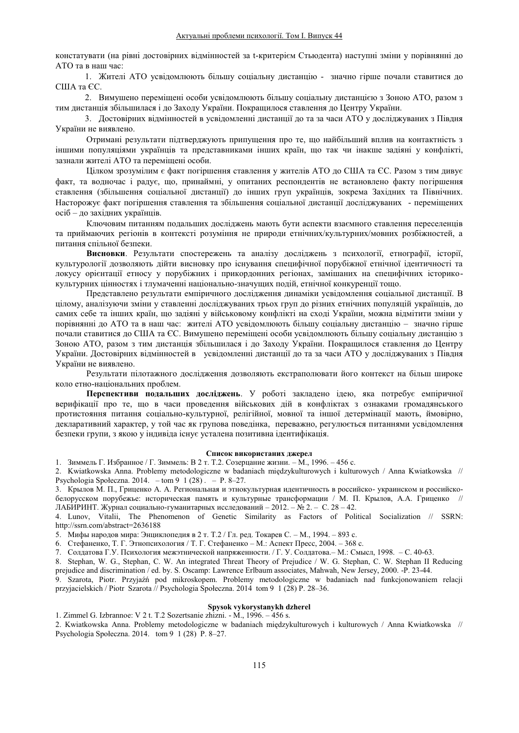констатувати (на рівні достовірних відмінностей за t-критерієм Стьюдента) наступні зміни у порівнянні до АТО та в наш час:

1. Жителі АТО усвідомлюють більшу соціальну дистанцію - значно гірше почали ставитися до США та ЄС.

2. Вимушено переміщені особи усвідомлюють більшу соціальну дистанцією з Зоною АТО, разом з тим дистанція збільшилася і до Заходу України. Покращилося ставлення до Центру України.

3. Достовірних відмінностей в усвідомленні дистанції до та за часи АТО у досліджуваних з Півдня України не виявлено.

Отримані результати підтверджують припущення про те, що найбільший вплив на контактність з іншими популяціями українців та представниками інших країн, що так чи інакше задіяні у конфлікті, зазнали жителі АТО та переміщені особи.

Цілком зрозумілим є факт погіршення ставлення у жителів АТО до США та ЄС. Разом з тим дивує факт, та водночас і радує, що, принаймні, у опитаних респондентів не встановлено факту погіршення ставлення (збільшення соціальної дистанції) до інших груп українців, зокрема Західних та Північних. Насторожує факт погіршення ставлення та збільшення соціальної дистанції досліджуваних - переміщених осіб – до західних українців.

Ключовим питанням подальших досліджень мають бути аспекти взаємного ставлення переселенців та приймаючих регіонів в контексті розуміння не природи етнічних/культурних/мовних розбіжностей, а питання спільної безпеки.

**Висновки**. Результати спостережень та аналізу досліджень з психології, етнографії, історії, культурології дозволяють дійти висновку про існування специфічної порубіжної етнічної ідентичності та локусу орієнтації етносу у порубіжних і прикордонних регіонах, замішаних на специфічних історико-культурних цінностях і тлумаченні національно-значущих подій, етнічної конкуренції тощо.

Представлено результати емпіричного дослідження динаміки усвідомлення соціальної дистанції. В цілому, аналізуючи зміни у ставленні досліджуваних трьох груп до різних етнічних популяцій українців, до самих себе та інших країн, що задіяні у військовому конфлікті на сході України, можна відмітити зміни у порівнянні до АТО та в наш час: жителі АТО усвідомлюють більшу соціальну дистанцію – значно гірше почали ставитися до США та ЄС. Вимушено переміщені особи усвідомлюють більшу соціальну дистанцію з Зоною АТО, разом з тим дистанція збільшилася і до Заходу України. Покращилося ставлення до Центру України. Достовірних відмінностей в усвідомленні дистанції до та за часи АТО у досліджуваних з Півдня України не виявлено.

Результати пілотажного дослідження дозволяють екстраполювати його контекст на більш широке коло етно-національних проблем.

**Перспективи подальших досліджень**. У роботі закладено ідею, яка потребує емпіричної верифікації про те, що в часи проведення військових дій в конфліктах з ознаками громадянського протистояння питання соціально-культурної, релігійної, мовної та іншої детермінації мають, ймовірно, декларативний характер, у той час як групова поведінка, переважно, регулюється питаннями усвідомлення безпеки групи, з якою у індивіда існує усталена позитивна ідентифікація.

### Список використаних джерел

1. Зиммель Г. Избранное / Г. Зиммель: В 2 т. Т.2. Созерцание жизни. – М., 1996. – 456 с.
2. Kwiatkowska Anna. Problemy metodologiczne w badaniach międzykulturowych i kulturowych / Anna Kwiatkowska // Psychologia Społeczna. 2014. – tom 9 1 (28) . – P. 8–27.
3. Крылов М. П., Гриценко А. А. Региональная и этнокультурная идентичность в российско- украинском и российско-белорусском порубежье: историческая память и культурные трансформации / М. П. Крылов, А.А. Гриценко // ЛАБИРИНТ. Журнал социально-гуманитарных исследований – 2012. – № 2. – С. 28 – 42.
4. Lunov, Vitalii, The Phenomenon of Genetic Similarity as Factors of Political Socialization // SSRN: http://ssrn.com/abstract=2636188
5. Мифы народов мира: Энциклопедия в 2 т. Т.2 / Гл. ред. Токарев С. – М., 1994. – 893 с.
6. Стефаненко, Т. Г. Этнопсихология / Т. Г. Стефаненко – М.: Аспект Пресс, 2004. – 368 с.
7. Солдатова Г.У. Психология межэтнической напряженности. / Г. У. Солдатова.– М.: Смысл, 1998. – С. 40-63.
8. Stephan, W. G., Stephan, C. W. An integrated Threat Theory of Prejudice / W. G. Stephan, C. W. Stephan II Reducing prejudice and discrimination / ed. by. S. Oscamp: Lawrence Erlbaum associates, Mahwah, New Jersey, 2000. -P. 23-44.
9. Szarota, Piotr. Przyjaźń pod mikroskopem. Problemy metodologiczne w badaniach nad funkcjonowaniem relacji przyjacielskich / Piotr Szarota // Psychologia Społeczna. 2014 tom 9 1 (28) P. 28–36.

### Spysok vykorystanykh dzherel

1. Zimmel G. Izbrannoe: V 2 t. T.2 Sozertsanie zhizni. - M., 1996. – 456 s.
2. Kwiatkowska Anna. Problemy metodologiczne w badaniach międzykulturowych i kulturowych / Anna Kwiatkowska // Psychologia Społeczna. 2014. tom 9 1 (28) P. 8–27.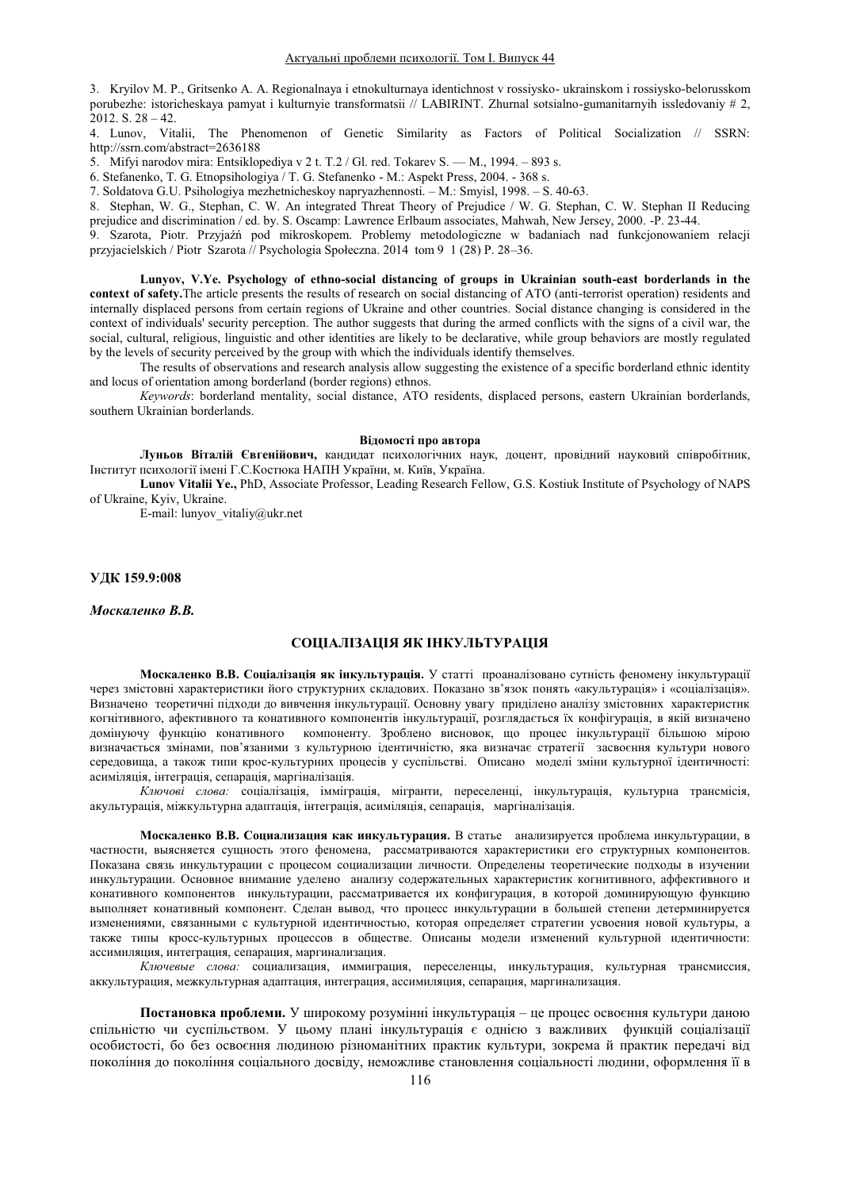3. Kryilov M. P., Gritsenko A. A. Regionalnaya i etnokulturnaya identichnost v rossiysko- ukrainskom i rossiysko-belorusskom porubezhe: istoricheskaya pamyat i kulturnyie transformatsii // LABIRINT. Zhurnal sotsialno-gumanitarnyih issledovaniy # 2, 2012. S. 28 – 42.

4. Lunov, Vitalii, The Phenomenon of Genetic Similarity as Factors of Political Socialization // SSRN: http://ssrn.com/abstract=2636188

5. Mifyi narodov mira: Entsiklopediya v 2 t. T.2 / Gl. red. Tokarev S. — M., 1994. – 893 s.

6. Stefanenko, T. G. Etnopsihologiya / T. G. Stefanenko - M.: Aspekt Press, 2004. - 368 s.

7. Soldatova G.U. Psihologiya mezhetnicheskoy napryazhennosti. – M.: Smyisl, 1998. – S. 40-63.

8. Stephan, W. G., Stephan, C. W. An integrated Threat Theory of Prejudice / W. G. Stephan, C. W. Stephan II Reducing prejudice and discrimination / ed. by. S. Oscamp: Lawrence Erlbaum associates, Mahwah, New Jersey, 2000. -P. 23-44.

9. Szarota, Piotr. Przyjaźń pod mikroskopem. Problemy metodologiczne w badaniach nad funkcjonowaniem relacji przyjacielskich / Piotr Szarota // Psychologia Społeczna. 2014 tom 9 1 (28) P. 28–36.

**Lunyov, V.Ye. Psychology of ethno-social distancing of groups in Ukrainian south-east borderlands in the context of safety.** The article presents the results of research on social distancing of ATO (anti-terrorist operation) residents and internally displaced persons from certain regions of Ukraine and other countries. Social distance changing is considered in the context of individuals' security perception. The author suggests that during the armed conflicts with the signs of a civil war, the social, cultural, religious, linguistic and other identities are likely to be declarative, while group behaviors are mostly regulated by the levels of security perceived by the group with which the individuals identify themselves.

The results of observations and research analysis allow suggesting the existence of a specific borderland ethnic identity and locus of orientation among borderland (border regions) ethnos.

*Keywords*: borderland mentality, social distance, ATO residents, displaced persons, eastern Ukrainian borderlands, southern Ukrainian borderlands.

**Відомості про автора**

**Луньов Віталій Євгенійович,** кандидат психологічних наук, доцент, провідний науковий співробітник, Інститут психології імені Г.С.Костюка НАПН України, м. Київ, Україна.

**Lunov Vitalii Ye.,** PhD, Associate Professor, Leading Research Fellow, G.S. Kostiuk Institute of Psychology of NAPS of Ukraine, Kyiv, Ukraine.

E-mail: lunyov_vitaliy@ukr.net

**УДК 159.9:008**

***Москаленко В.В.***

## СОЦІАЛІЗАЦІЯ ЯК ІНКУЛЬТУРАЦІЯ

**Москаленко В.В. Соціалізація як інкультурація.** У статті проаналізовано сутність феномену інкультурації через змістовні характеристики його структурних складових. Показано зв'язок понять «акультурація» і «соціалізація». Визначено теоретичні підходи до вивчення інкультурації. Основну увагу приділено аналізу змістовних характеристик когнітивного, афективного та конативного компонентів інкультурації, розглядається їх конфігурація, в якій визначено домінуючу функцію конативного компоненту. Зроблено висновок, що процес інкультурації більшою мірою визначається змінами, пов'язаними з культурною ідентичністю, яка визначає стратегії засвоєння культури нового середовища, а також типи крос-культурних процесів у суспільстві. Описано моделі зміни культурної ідентичності: асиміляція, інтеграція, сепарація, маргіналізація.

*Ключові слова:* соціалізація, імміграція, мігранти, переселенці, інкультурація, культурна трансмісія, акультурація, міжкультурна адаптація, інтеграція, асиміляція, сепарація, маргіналізація.

**Москаленко В.В. Социализация как инкультурация.** В статье анализируется проблема инкультурации, в частности, выясняется сущность этого феномена, рассматриваются характеристики его структурных компонентов. Показана связь инкультурации с процессом социализации личности. Определены теоретические подходы в изучении инкультурации. Основное внимание уделено анализу содержательных характеристик когнитивного, аффективного и конативного компонентов инкультурации, рассматривается их конфигурация, в которой доминирующую функцию выполняет конативный компонент. Сделан вывод, что процесс инкультурации в большей степени детерминируется изменениями, связанными с культурной идентичностью, которая определяет стратегии усвоения новой культуры, а также типы кросс-культурных процессов в обществе. Описаны модели изменений культурной идентичности: ассимиляция, интеграция, сепарация, маргинализация.

*Ключевые слова:* социализация, иммиграция, переселенцы, инкультурация, культурная трансмиссия, аккультурация, межкультурная адаптация, интеграция, ассимиляция, сепарация, маргинализация.

**Постановка проблеми.** У широкому розумінні інкультурація – це процес освоєння культури даною спільністю чи суспільством. У цьому плані інкультурація є однією з важливих функцій соціалізації особистості, бо без освоєння людиною різноманітних практик культури, зокрема й практик передачі від покоління до покоління соціального досвіду, неможливе становлення соціальності людини, оформлення її в